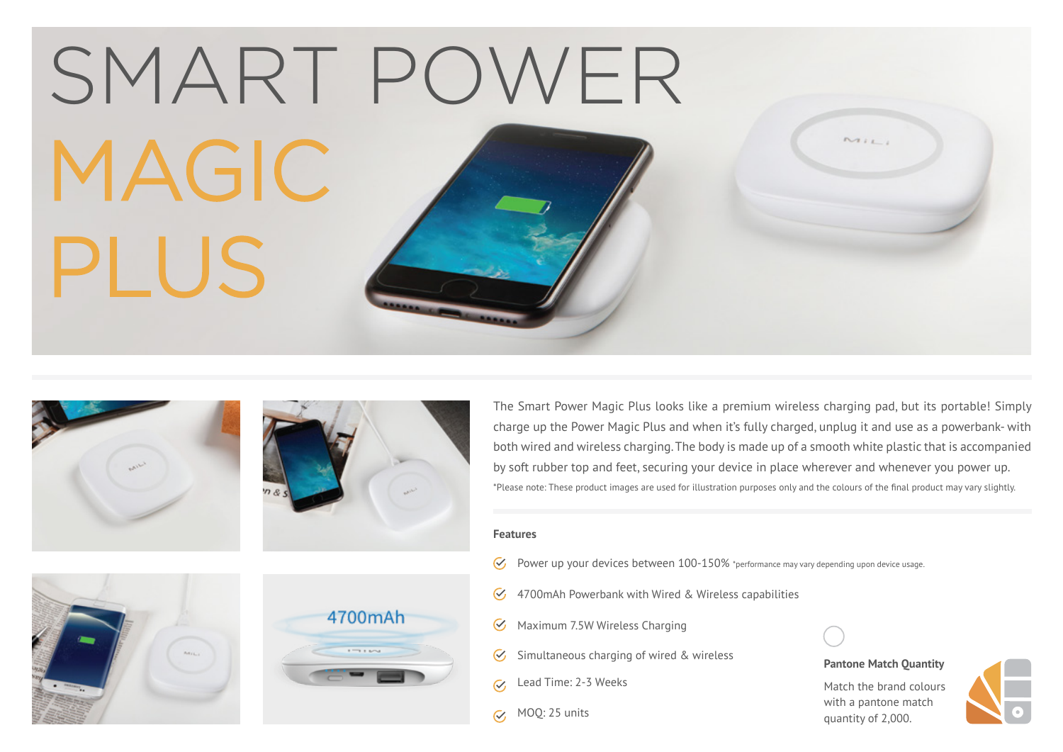# SMART POWER MAGIC PLUS

The Smart Power Magic Plus looks like a premium wireless charging pad, but its portable! Simply charge up the Power Magic Plus and when it's fully charged, unplug it and use as a powerbank- with both wired and wireless charging. The body is made up of a smooth white plastic that is accompanied by soft rubber top and feet, securing your device in place wherever and whenever you power up.

*Please note: These product images are used for illustration purposes only and the colours of the final product may vary slightly.

### Features

- Power up your devices between 100-150% *performance may vary depending upon device usage.
- 4700mAh Powerbank with Wired & Wireless capabilities
- Maximum 7.5W Wireless Charging
- Simultaneous charging of wired & wireless
- Lead Time: 2-3 Weeks
- MOQ: 25 units

**Pantone Match Quantity**

Match the brand colours with a pantone match quantity of 2,000.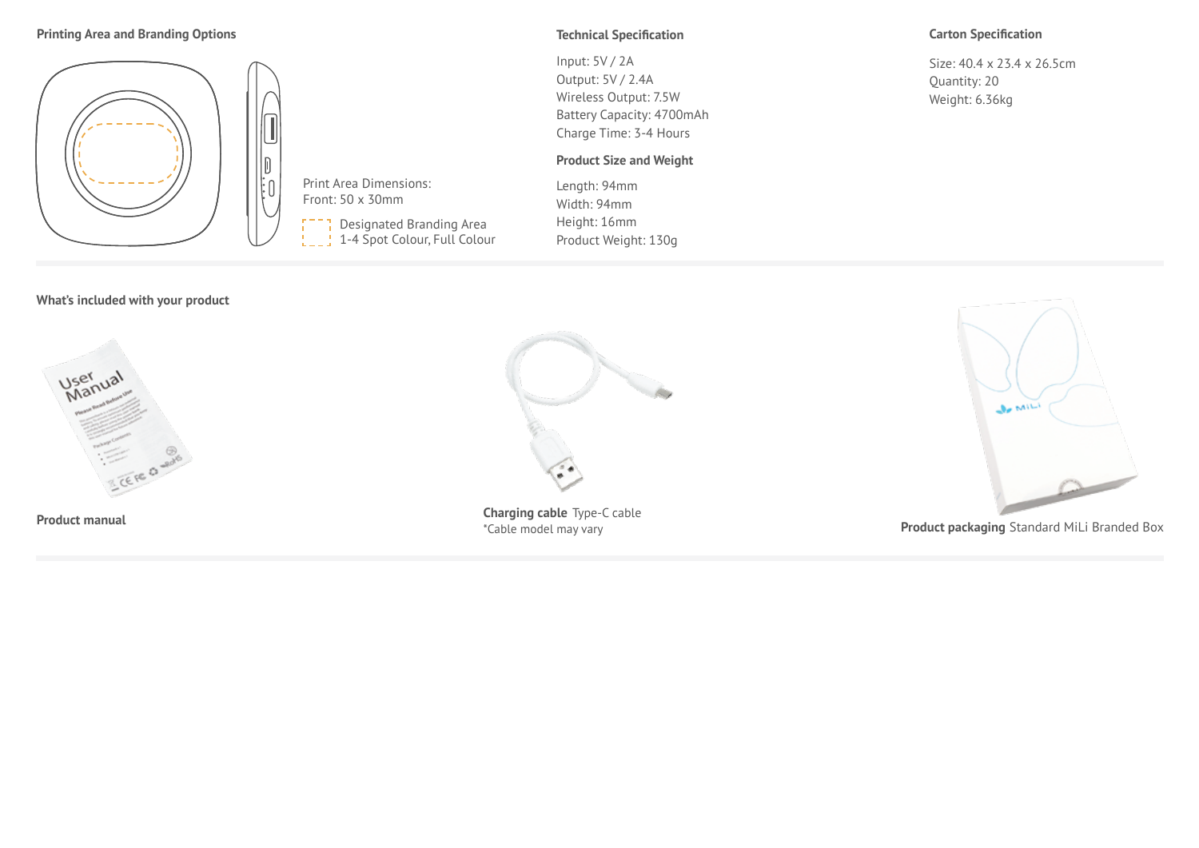## Printing Area and Branding Options

Print Area Dimensions:
Front: 50 x 30mm

Designated Branding Area
1-4 Spot Colour, Full Colour

## Technical Specification

Input: 5V / 2A
Output: 5V / 2.4A
Wireless Output: 7.5W
Battery Capacity: 4700mAh
Charge Time: 3-4 Hours

## Product Size and Weight

Length: 94mm
Width: 94mm
Height: 16mm
Product Weight: 130g

## Carton Specification

Size: 40.4 x 23.4 x 26.5cm
Quantity: 20
Weight: 6.36kg

## What's included with your product

**Product manual**

**Charging cable** Type-C cable
*Cable model may vary

**Product packaging** Standard MiLi Branded Box